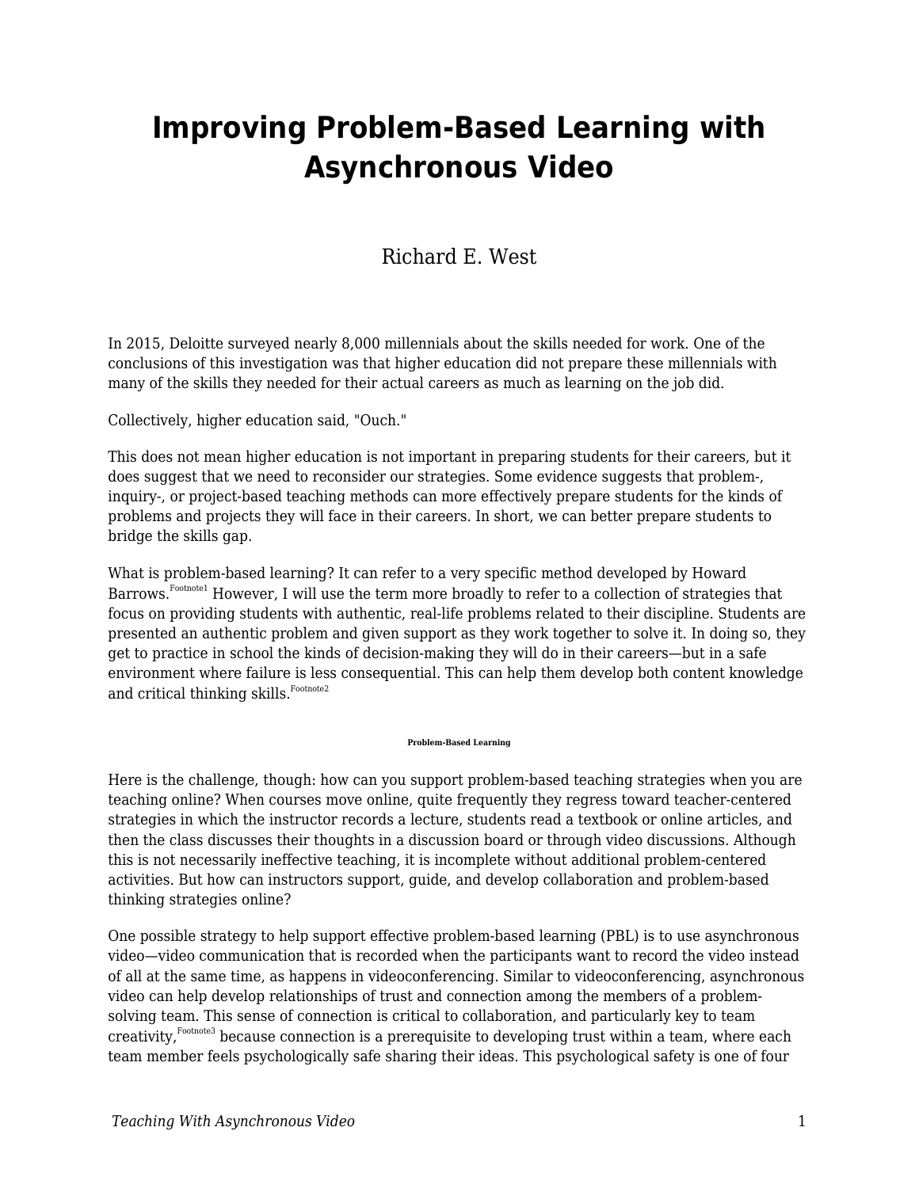# Improving Problem-Based Learning with Asynchronous Video

Richard E. West

In 2015, Deloitte surveyed nearly 8,000 millennials about the skills needed for work. One of the conclusions of this investigation was that higher education did not prepare these millennials with many of the skills they needed for their actual careers as much as learning on the job did.

Collectively, higher education said, "Ouch."

This does not mean higher education is not important in preparing students for their careers, but it does suggest that we need to reconsider our strategies. Some evidence suggests that problem-, inquiry-, or project-based teaching methods can more effectively prepare students for the kinds of problems and projects they will face in their careers. In short, we can better prepare students to bridge the skills gap.

What is problem-based learning? It can refer to a very specific method developed by Howard Barrows.[Footnote1] However, I will use the term more broadly to refer to a collection of strategies that focus on providing students with authentic, real-life problems related to their discipline. Students are presented an authentic problem and given support as they work together to solve it. In doing so, they get to practice in school the kinds of decision-making they will do in their careers—but in a safe environment where failure is less consequential. This can help them develop both content knowledge and critical thinking skills.[Footnote2]

**Problem-Based Learning**

Here is the challenge, though: how can you support problem-based teaching strategies when you are teaching online? When courses move online, quite frequently they regress toward teacher-centered strategies in which the instructor records a lecture, students read a textbook or online articles, and then the class discusses their thoughts in a discussion board or through video discussions. Although this is not necessarily ineffective teaching, it is incomplete without additional problem-centered activities. But how can instructors support, guide, and develop collaboration and problem-based thinking strategies online?

One possible strategy to help support effective problem-based learning (PBL) is to use asynchronous video—video communication that is recorded when the participants want to record the video instead of all at the same time, as happens in videoconferencing. Similar to videoconferencing, asynchronous video can help develop relationships of trust and connection among the members of a problem-solving team. This sense of connection is critical to collaboration, and particularly key to team creativity,[Footnote3] because connection is a prerequisite to developing trust within a team, where each team member feels psychologically safe sharing their ideas. This psychological safety is one of four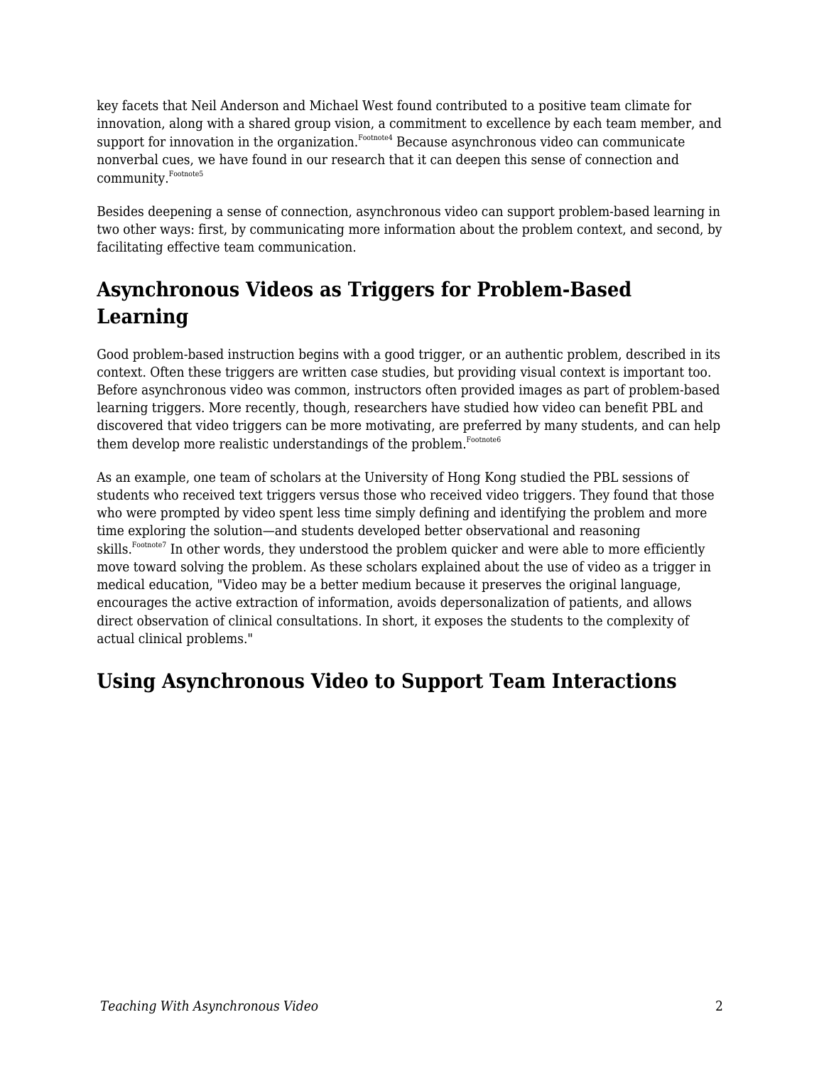key facets that Neil Anderson and Michael West found contributed to a positive team climate for innovation, along with a shared group vision, a commitment to excellence by each team member, and support for innovation in the organization.[Footnote4] Because asynchronous video can communicate nonverbal cues, we have found in our research that it can deepen this sense of connection and community.[Footnote5]

Besides deepening a sense of connection, asynchronous video can support problem-based learning in two other ways: first, by communicating more information about the problem context, and second, by facilitating effective team communication.

## Asynchronous Videos as Triggers for Problem-Based Learning

Good problem-based instruction begins with a good trigger, or an authentic problem, described in its context. Often these triggers are written case studies, but providing visual context is important too. Before asynchronous video was common, instructors often provided images as part of problem-based learning triggers. More recently, though, researchers have studied how video can benefit PBL and discovered that video triggers can be more motivating, are preferred by many students, and can help them develop more realistic understandings of the problem.[Footnote6]

As an example, one team of scholars at the University of Hong Kong studied the PBL sessions of students who received text triggers versus those who received video triggers. They found that those who were prompted by video spent less time simply defining and identifying the problem and more time exploring the solution—and students developed better observational and reasoning skills.[Footnote7] In other words, they understood the problem quicker and were able to more efficiently move toward solving the problem. As these scholars explained about the use of video as a trigger in medical education, "Video may be a better medium because it preserves the original language, encourages the active extraction of information, avoids depersonalization of patients, and allows direct observation of clinical consultations. In short, it exposes the students to the complexity of actual clinical problems."

## Using Asynchronous Video to Support Team Interactions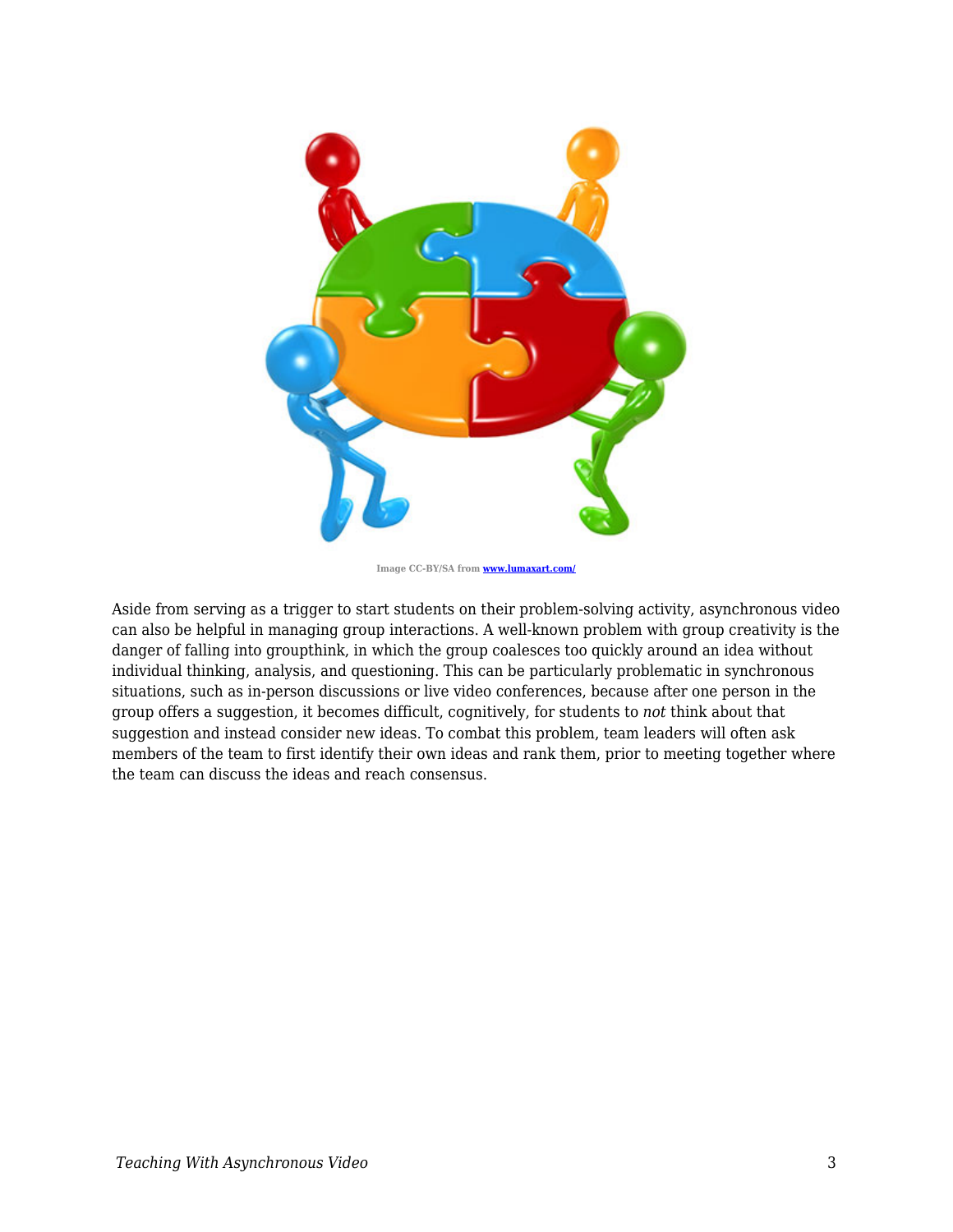Image CC-BY/SA from [www.lumaxart.com/](http://www.lumaxart.com/)

Aside from serving as a trigger to start students on their problem-solving activity, asynchronous video can also be helpful in managing group interactions. A well-known problem with group creativity is the danger of falling into groupthink, in which the group coalesces too quickly around an idea without individual thinking, analysis, and questioning. This can be particularly problematic in synchronous situations, such as in-person discussions or live video conferences, because after one person in the group offers a suggestion, it becomes difficult, cognitively, for students to *not* think about that suggestion and instead consider new ideas. To combat this problem, team leaders will often ask members of the team to first identify their own ideas and rank them, prior to meeting together where the team can discuss the ideas and reach consensus.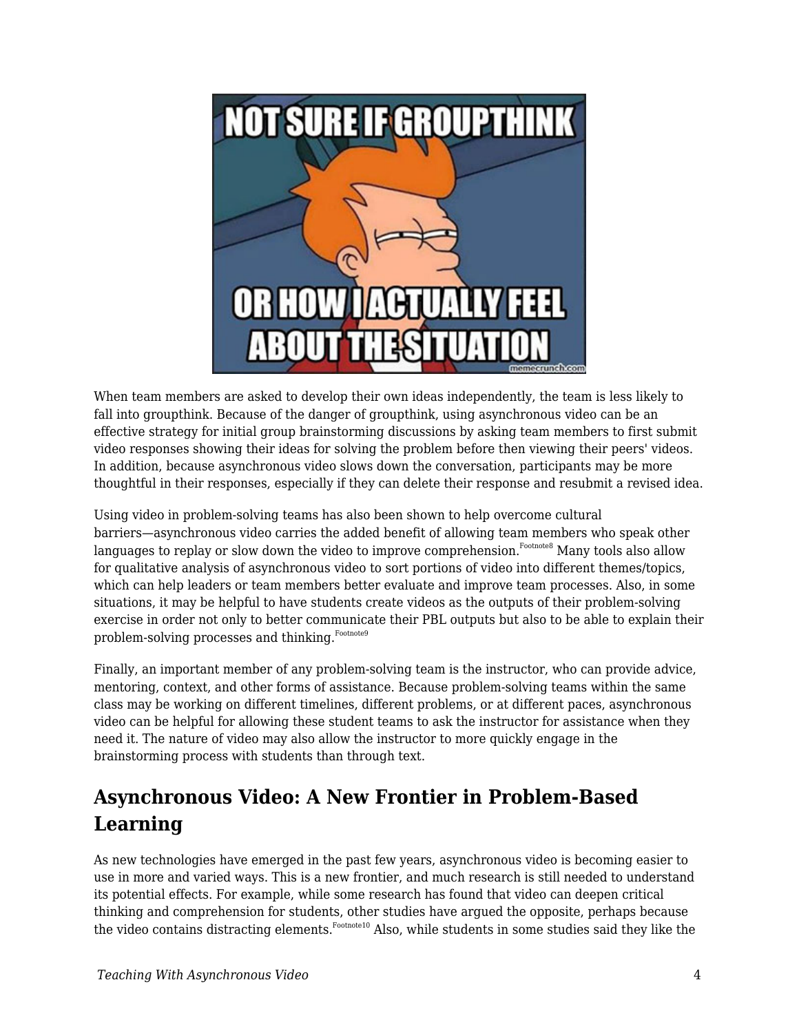When team members are asked to develop their own ideas independently, the team is less likely to fall into groupthink. Because of the danger of groupthink, using asynchronous video can be an effective strategy for initial group brainstorming discussions by asking team members to first submit video responses showing their ideas for solving the problem before then viewing their peers' videos. In addition, because asynchronous video slows down the conversation, participants may be more thoughtful in their responses, especially if they can delete their response and resubmit a revised idea.

Using video in problem-solving teams has also been shown to help overcome cultural barriers—asynchronous video carries the added benefit of allowing team members who speak other languages to replay or slow down the video to improve comprehension.[Footnote8] Many tools also allow for qualitative analysis of asynchronous video to sort portions of video into different themes/topics, which can help leaders or team members better evaluate and improve team processes. Also, in some situations, it may be helpful to have students create videos as the outputs of their problem-solving exercise in order not only to better communicate their PBL outputs but also to be able to explain their problem-solving processes and thinking.[Footnote9]

Finally, an important member of any problem-solving team is the instructor, who can provide advice, mentoring, context, and other forms of assistance. Because problem-solving teams within the same class may be working on different timelines, different problems, or at different paces, asynchronous video can be helpful for allowing these student teams to ask the instructor for assistance when they need it. The nature of video may also allow the instructor to more quickly engage in the brainstorming process with students than through text.

## Asynchronous Video: A New Frontier in Problem-Based Learning

As new technologies have emerged in the past few years, asynchronous video is becoming easier to use in more and varied ways. This is a new frontier, and much research is still needed to understand its potential effects. For example, while some research has found that video can deepen critical thinking and comprehension for students, other studies have argued the opposite, perhaps because the video contains distracting elements.[Footnote10] Also, while students in some studies said they like the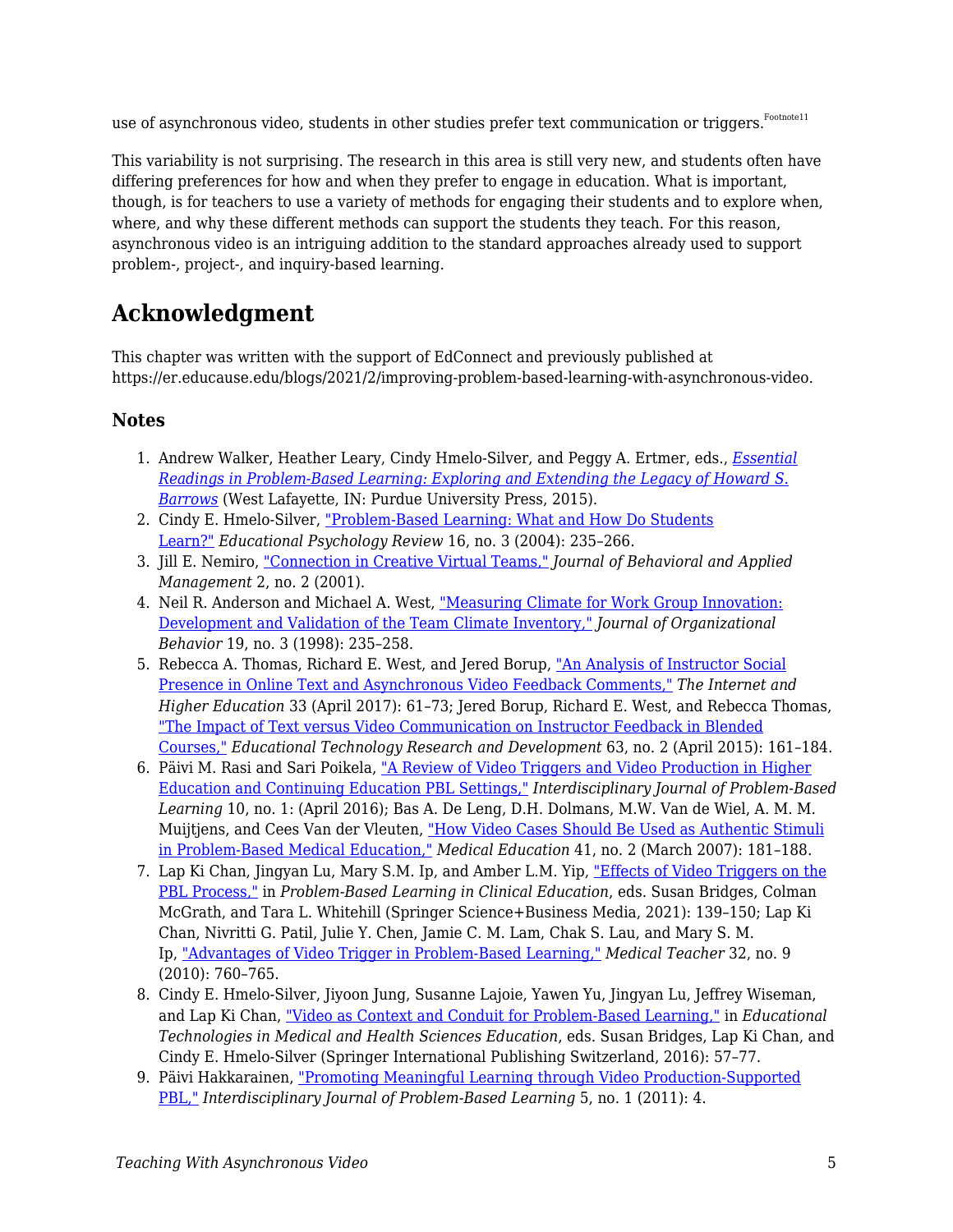use of asynchronous video, students in other studies prefer text communication or triggers.[Footnote11]

This variability is not surprising. The research in this area is still very new, and students often have differing preferences for how and when they prefer to engage in education. What is important, though, is for teachers to use a variety of methods for engaging their students and to explore when, where, and why these different methods can support the students they teach. For this reason, asynchronous video is an intriguing addition to the standard approaches already used to support problem-, project-, and inquiry-based learning.

## Acknowledgment

This chapter was written with the support of EdConnect and previously published at https://er.educause.edu/blogs/2021/2/improving-problem-based-learning-with-asynchronous-video.

### Notes

1. Andrew Walker, Heather Leary, Cindy Hmelo-Silver, and Peggy A. Ertmer, eds., *Essential Readings in Problem-Based Learning: Exploring and Extending the Legacy of Howard S. Barrows* (West Lafayette, IN: Purdue University Press, 2015).
2. Cindy E. Hmelo-Silver, "Problem-Based Learning: What and How Do Students Learn?" *Educational Psychology Review* 16, no. 3 (2004): 235–266.
3. Jill E. Nemiro, "Connection in Creative Virtual Teams," *Journal of Behavioral and Applied Management* 2, no. 2 (2001).
4. Neil R. Anderson and Michael A. West, "Measuring Climate for Work Group Innovation: Development and Validation of the Team Climate Inventory," *Journal of Organizational Behavior* 19, no. 3 (1998): 235–258.
5. Rebecca A. Thomas, Richard E. West, and Jered Borup, "An Analysis of Instructor Social Presence in Online Text and Asynchronous Video Feedback Comments," *The Internet and Higher Education* 33 (April 2017): 61–73; Jered Borup, Richard E. West, and Rebecca Thomas, "The Impact of Text versus Video Communication on Instructor Feedback in Blended Courses," *Educational Technology Research and Development* 63, no. 2 (April 2015): 161–184.
6. Päivi M. Rasi and Sari Poikela, "A Review of Video Triggers and Video Production in Higher Education and Continuing Education PBL Settings," *Interdisciplinary Journal of Problem-Based Learning* 10, no. 1: (April 2016); Bas A. De Leng, D.H. Dolmans, M.W. Van de Wiel, A. M. M. Muijtjens, and Cees Van der Vleuten, "How Video Cases Should Be Used as Authentic Stimuli in Problem-Based Medical Education," *Medical Education* 41, no. 2 (March 2007): 181–188.
7. Lap Ki Chan, Jingyan Lu, Mary S.M. Ip, and Amber L.M. Yip, "Effects of Video Triggers on the PBL Process," in *Problem-Based Learning in Clinical Education*, eds. Susan Bridges, Colman McGrath, and Tara L. Whitehill (Springer Science+Business Media, 2021): 139–150; Lap Ki Chan, Nivritti G. Patil, Julie Y. Chen, Jamie C. M. Lam, Chak S. Lau, and Mary S. M. Ip, "Advantages of Video Trigger in Problem-Based Learning," *Medical Teacher* 32, no. 9 (2010): 760–765.
8. Cindy E. Hmelo-Silver, Jiyoon Jung, Susanne Lajoie, Yawen Yu, Jingyan Lu, Jeffrey Wiseman, and Lap Ki Chan, "Video as Context and Conduit for Problem-Based Learning," in *Educational Technologies in Medical and Health Sciences Education*, eds. Susan Bridges, Lap Ki Chan, and Cindy E. Hmelo-Silver (Springer International Publishing Switzerland, 2016): 57–77.
9. Päivi Hakkarainen, "Promoting Meaningful Learning through Video Production-Supported PBL," *Interdisciplinary Journal of Problem-Based Learning* 5, no. 1 (2011): 4.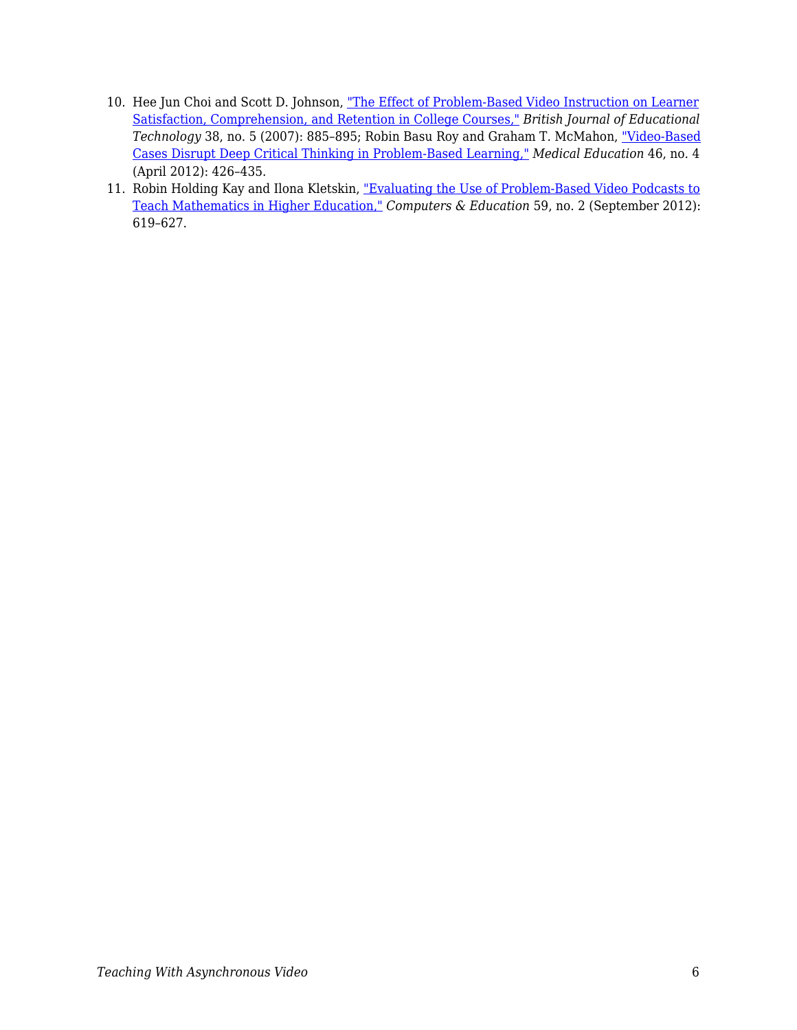10. Hee Jun Choi and Scott D. Johnson, "The Effect of Problem-Based Video Instruction on Learner Satisfaction, Comprehension, and Retention in College Courses," *British Journal of Educational Technology* 38, no. 5 (2007): 885–895; Robin Basu Roy and Graham T. McMahon, "Video-Based Cases Disrupt Deep Critical Thinking in Problem-Based Learning," *Medical Education* 46, no. 4 (April 2012): 426–435.
11. Robin Holding Kay and Ilona Kletskin, "Evaluating the Use of Problem-Based Video Podcasts to Teach Mathematics in Higher Education," *Computers & Education* 59, no. 2 (September 2012): 619–627.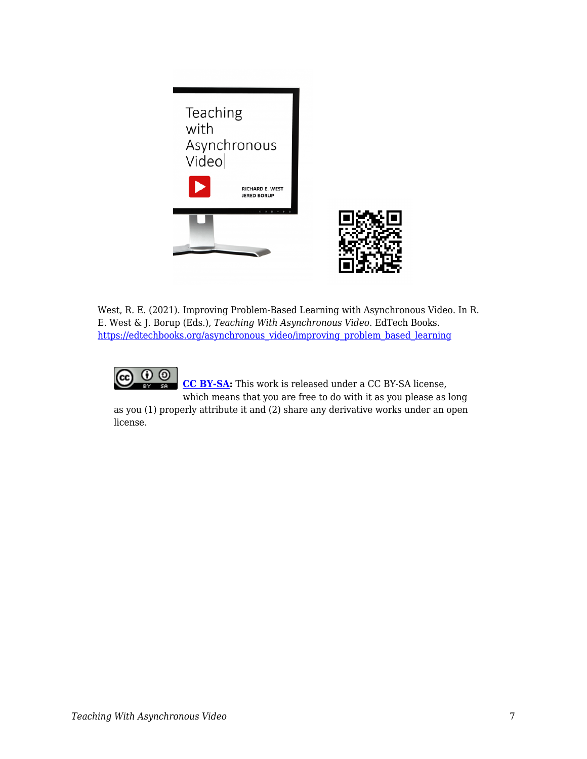West, R. E. (2021). Improving Problem-Based Learning with Asynchronous Video. In R. E. West & J. Borup (Eds.), *Teaching With Asynchronous Video*. EdTech Books. [https://edtechbooks.org/asynchronous_video/improving_problem_based_learning](https://edtechbooks.org/asynchronous_video/improving_problem_based_learning)

**[CC BY-SA](https://creativecommons.org/licenses/by-sa/4.0/):** This work is released under a CC BY-SA license, which means that you are free to do with it as you please as long as you (1) properly attribute it and (2) share any derivative works under an open license.